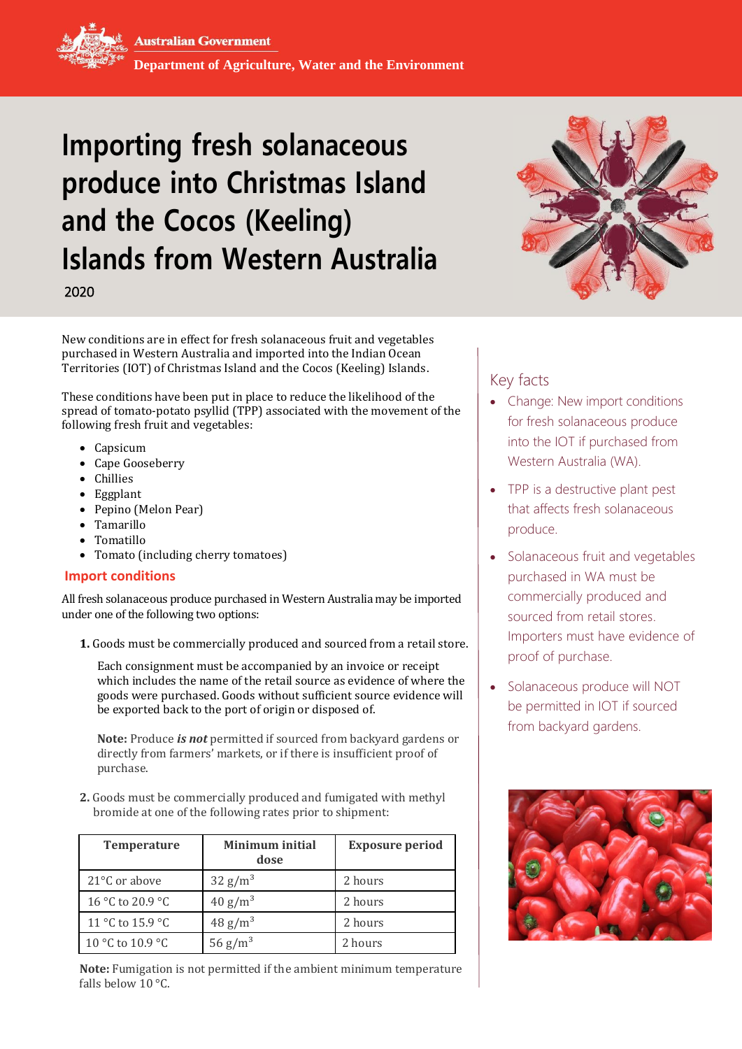Australian Government

Department of Agriculture, Water and the Environment

# Importing fresh solanaceous produce into Christmas Island and the Cocos (Keeling) Islands from Western Australia

2020

New conditions are in effect for fresh solanaceous fruit and vegetables purchased in Western Australia and imported into the Indian Ocean Territories (IOT) of Christmas Island and the Cocos (Keeling) Islands.

These conditions have been put in place to reduce the likelihood of the spread of tomato-potato psyllid (TPP) associated with the movement of the following fresh fruit and vegetables:

- Capsicum
- Cape Gooseberry
- Chillies
- Eggplant
- Pepino (Melon Pear)
- Tamarillo
- Tomatillo
- Tomato (including cherry tomatoes)

## Import conditions

All fresh solanaceous produce purchased in Western Australia may be imported under one of the following two options:

**1.** Goods must be commercially produced and sourced from a retail store.

Each consignment must be accompanied by an invoice or receipt which includes the name of the retail source as evidence of where the goods were purchased. Goods without sufficient source evidence will be exported back to the port of origin or disposed of.

**Note:** Produce ***is not*** permitted if sourced from backyard gardens or directly from farmers' markets, or if there is insufficient proof of purchase.

**2.** Goods must be commercially produced and fumigated with methyl bromide at one of the following rates prior to shipment:

| Temperature | Minimum initial dose | Exposure period |
|---|---|---|
| 21°C or above | 32 g/m$^3$ | 2 hours |
| 16 °C to 20.9 °C | 40 g/m$^3$ | 2 hours |
| 11 °C to 15.9 °C | 48 g/m$^3$ | 2 hours |
| 10 °C to 10.9 °C | 56 g/m$^3$ | 2 hours |

**Note:** Fumigation is not permitted if the ambient minimum temperature falls below 10 °C.

## Key facts

- Change: New import conditions for fresh solanaceous produce into the IOT if purchased from Western Australia (WA).
- TPP is a destructive plant pest that affects fresh solanaceous produce.
- Solanaceous fruit and vegetables purchased in WA must be commercially produced and sourced from retail stores. Importers must have evidence of proof of purchase.
- Solanaceous produce will NOT be permitted in IOT if sourced from backyard gardens.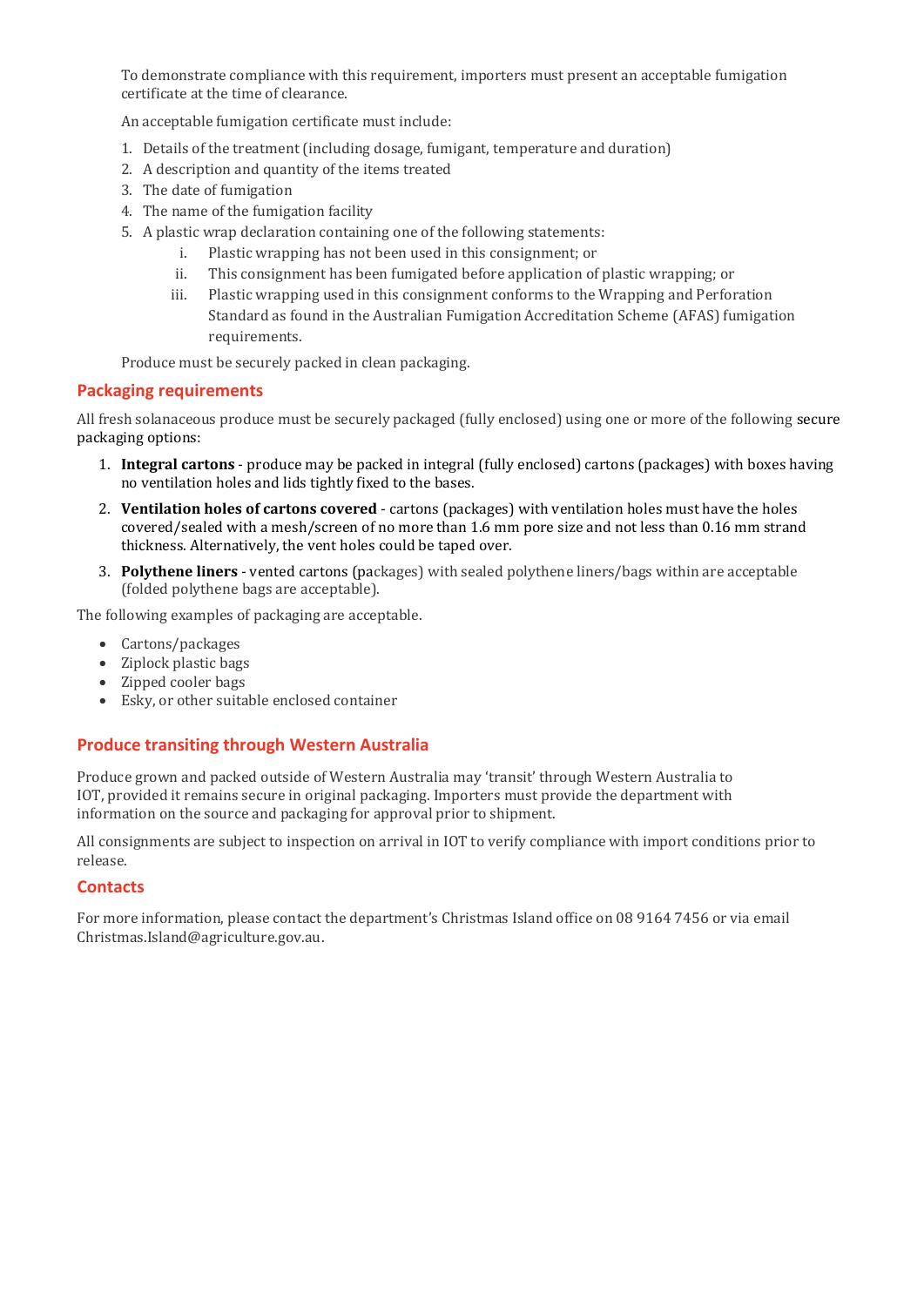To demonstrate compliance with this requirement, importers must present an acceptable fumigation certificate at the time of clearance.

An acceptable fumigation certificate must include:

1. Details of the treatment (including dosage, fumigant, temperature and duration)
2. A description and quantity of the items treated
3. The date of fumigation
4. The name of the fumigation facility
5. A plastic wrap declaration containing one of the following statements:
    i. Plastic wrapping has not been used in this consignment; or
    ii. This consignment has been fumigated before application of plastic wrapping; or
    iii. Plastic wrapping used in this consignment conforms to the Wrapping and Perforation Standard as found in the Australian Fumigation Accreditation Scheme (AFAS) fumigation requirements.

Produce must be securely packed in clean packaging.

## Packaging requirements

All fresh solanaceous produce must be securely packaged (fully enclosed) using one or more of the following secure packaging options:

1. **Integral cartons** - produce may be packed in integral (fully enclosed) cartons (packages) with boxes having no ventilation holes and lids tightly fixed to the bases.
2. **Ventilation holes of cartons covered** - cartons (packages) with ventilation holes must have the holes covered/sealed with a mesh/screen of no more than 1.6 mm pore size and not less than 0.16 mm strand thickness. Alternatively, the vent holes could be taped over.
3. **Polythene liners** - vented cartons (packages) with sealed polythene liners/bags within are acceptable (folded polythene bags are acceptable).

The following examples of packaging are acceptable.

- Cartons/packages
- Ziplock plastic bags
- Zipped cooler bags
- Esky, or other suitable enclosed container

## Produce transiting through Western Australia

Produce grown and packed outside of Western Australia may 'transit' through Western Australia to IOT, provided it remains secure in original packaging. Importers must provide the department with information on the source and packaging for approval prior to shipment.

All consignments are subject to inspection on arrival in IOT to verify compliance with import conditions prior to release.

## Contacts

For more information, please contact the department's Christmas Island office on 08 9164 7456 or via email Christmas.Island@agriculture.gov.au.